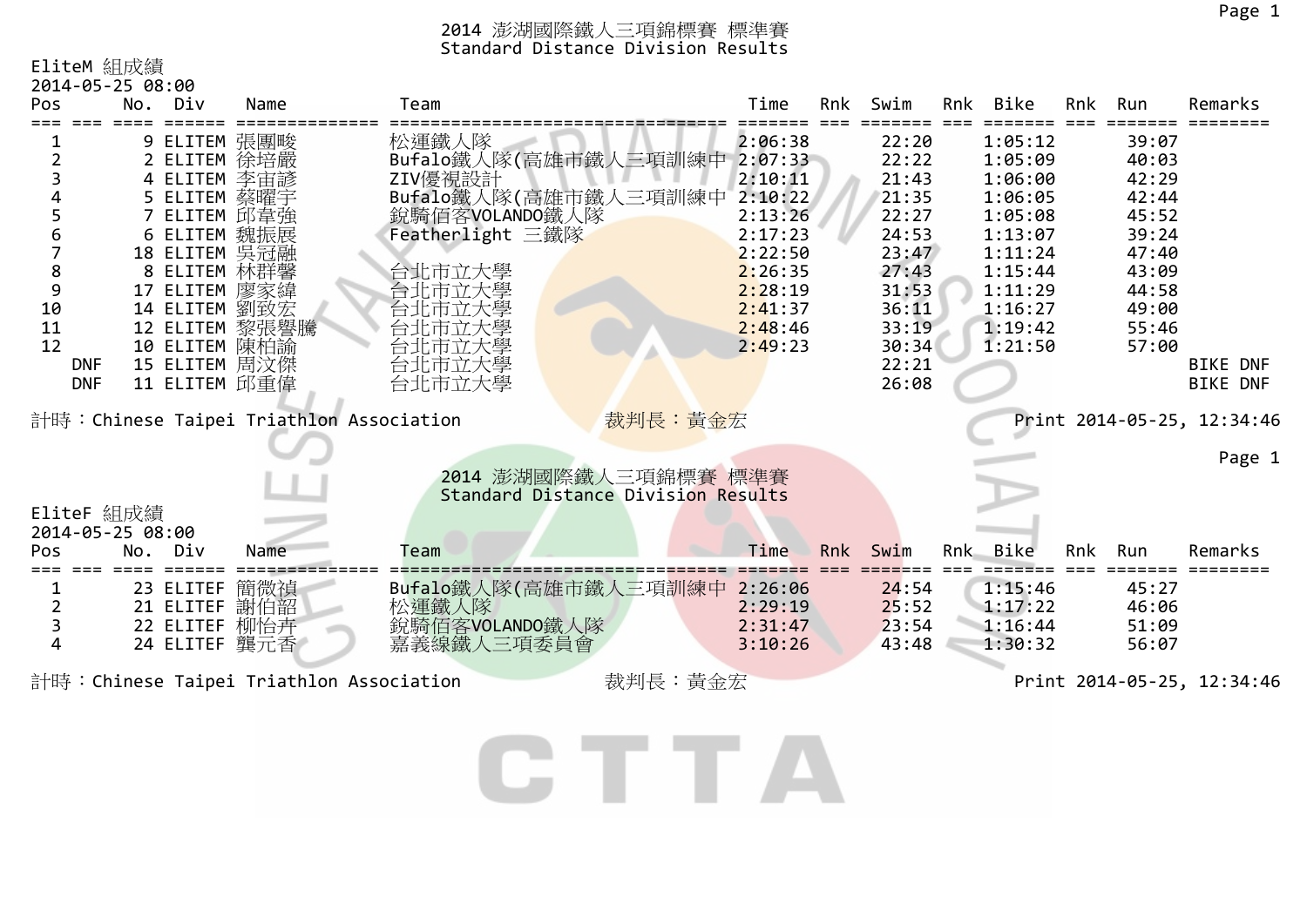# 2014 澎湖國際鐵人三項錦標賽 標準賽
## Standard Distance Division Results

EliteM 組成績

2014-05-25 08:00

| Pos | | No. | Div | Name | Team | Time | Rnk | Swim | Rnk | Bike | Rnk | Run | Remarks |
|---|---|---|---|---|---|---|---|---|---|---|---|---|---|
| 1 | | 9 | ELITEM | 張團畯 | 松運鐵人隊 | 2:06:38 | | 22:20 | | 1:05:12 | | 39:07 | |
| 2 | | 2 | ELITEM | 徐培嚴 | Bufalo鐵人隊(高雄市鐵人三項訓練中 | 2:07:33 | | 22:22 | | 1:05:09 | | 40:03 | |
| 3 | | 4 | ELITEM | 李宙諺 | ZIV優視設計 | 2:10:11 | | 21:43 | | 1:06:00 | | 42:29 | |
| 4 | | 5 | ELITEM | 蔡曜宇 | Bufalo鐵人隊(高雄市鐵人三項訓練中 | 2:10:22 | | 21:35 | | 1:06:05 | | 42:44 | |
| 5 | | 7 | ELITEM | 邱韋強 | 銳騎佰客VOLANDO鐵人隊 | 2:13:26 | | 22:27 | | 1:05:08 | | 45:52 | |
| 6 | | 6 | ELITEM | 魏振展 | Featherlight 三鐵隊 | 2:17:23 | | 24:53 | | 1:13:07 | | 39:24 | |
| 7 | | 18 | ELITEM | 吳冠融 | | 2:22:50 | | 23:47 | | 1:11:24 | | 47:40 | |
| 8 | | 8 | ELITEM | 林群馨 | 台北市立大學 | 2:26:35 | | 27:43 | | 1:15:44 | | 43:09 | |
| 9 | | 17 | ELITEM | 廖家緯 | 台北市立大學 | 2:28:19 | | 31:53 | | 1:11:29 | | 44:58 | |
| 10 | | 14 | ELITEM | 劉致宏 | 台北市立大學 | 2:41:37 | | 36:11 | | 1:16:27 | | 49:00 | |
| 11 | | 12 | ELITEM | 黎張譽騰 | 台北市立大學 | 2:48:46 | | 33:19 | | 1:19:42 | | 55:46 | |
| 12 | | 10 | ELITEM | 陳柏諭 | 台北市立大學 | 2:49:23 | | 30:34 | | 1:21:50 | | 57:00 | |
| | DNF | 15 | ELITEM | 周汶傑 | 台北市立大學 | | | 22:21 | | | | | BIKE DNF |
| | DNF | 11 | ELITEM | 邱重偉 | 台北市立大學 | | | 26:08 | | | | | BIKE DNF |

計時：Chinese Taipei Triathlon Association　　裁判長：黃金宏　　Print 2014-05-25, 12:34:46

# 2014 澎湖國際鐵人三項錦標賽 標準賽
## Standard Distance Division Results

EliteF 組成績

2014-05-25 08:00

| Pos | | No. | Div | Name | Team | Time | Rnk | Swim | Rnk | Bike | Rnk | Run | Remarks |
|---|---|---|---|---|---|---|---|---|---|---|---|---|---|
| 1 | | 23 | ELITEF | 簡微禎 | Bufalo鐵人隊(高雄市鐵人三項訓練中 | 2:26:06 | | 24:54 | | 1:15:46 | | 45:27 | |
| 2 | | 21 | ELITEF | 謝伯韶 | 松運鐵人隊 | 2:29:19 | | 25:52 | | 1:17:22 | | 46:06 | |
| 3 | | 22 | ELITEF | 柳怡卉 | 銳騎佰客VOLANDO鐵人隊 | 2:31:47 | | 23:54 | | 1:16:44 | | 51:09 | |
| 4 | | 24 | ELITEF | 龔元香 | 嘉義線鐵人三項委員會 | 3:10:26 | | 43:48 | | 1:30:32 | | 56:07 | |

計時：Chinese Taipei Triathlon Association　　裁判長：黃金宏　　Print 2014-05-25, 12:34:46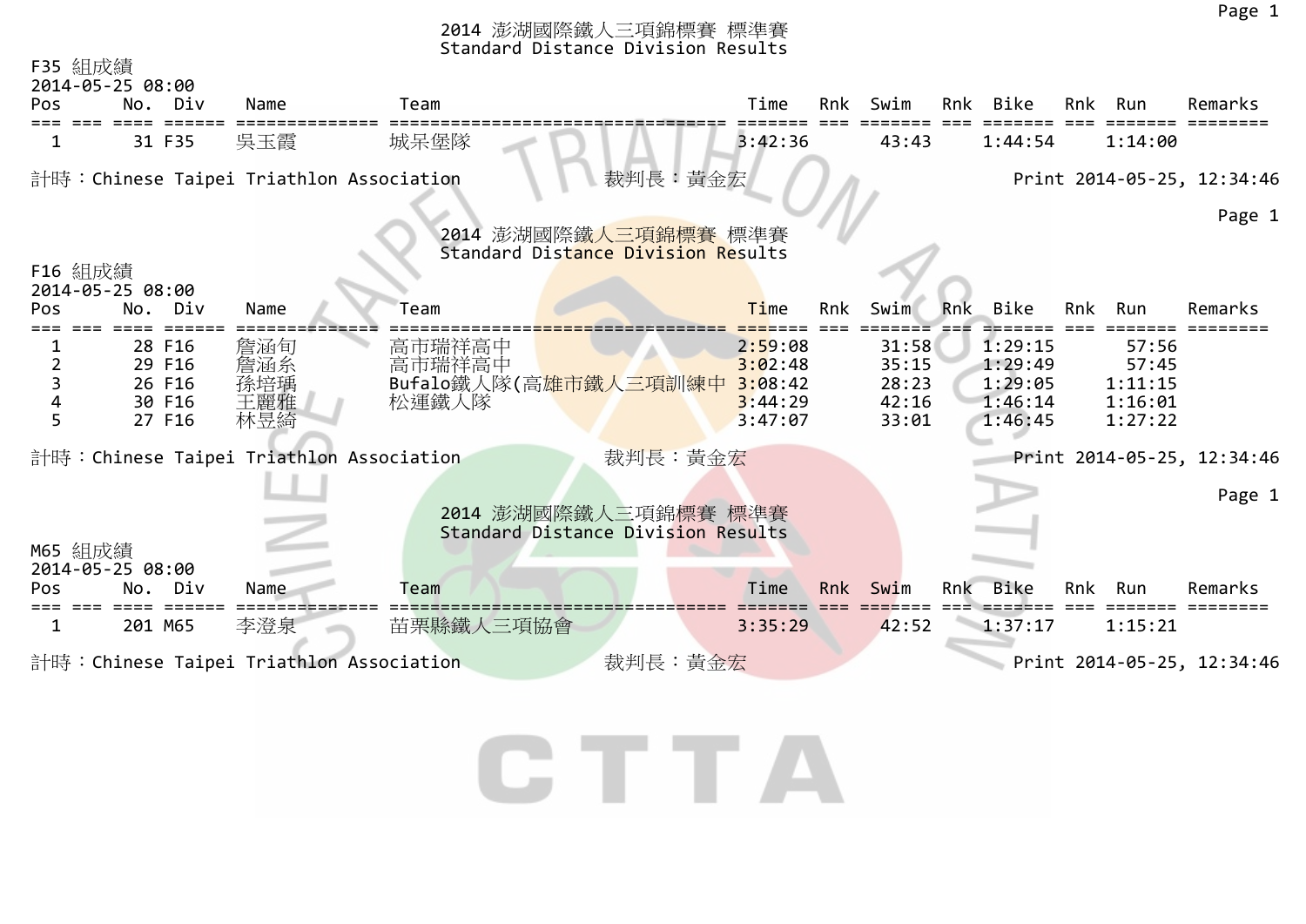# 2014 澎湖國際鐵人三項錦標賽 標準賽
## Standard Distance Division Results

F35 組成績
2014-05-25 08:00

| Pos | No. | Div | Name | Team | Time | Rnk | Swim | Rnk | Bike | Rnk | Run | Remarks |
|---|---|---|---|---|---|---|---|---|---|---|---|---|
| 1 | 31 | F35 | 吳玉霞 | 城呆堡隊 | 3:42:36 | | 43:43 | | 1:44:54 | | 1:14:00 | |

計時：Chinese Taipei Triathlon Association　　裁判長：黃金宏　　Print 2014-05-25, 12:34:46

# 2014 澎湖國際鐵人三項錦標賽 標準賽
## Standard Distance Division Results

F16 組成績
2014-05-25 08:00

| Pos | No. | Div | Name | Team | Time | Rnk | Swim | Rnk | Bike | Rnk | Run | Remarks |
|---|---|---|---|---|---|---|---|---|---|---|---|---|
| 1 | 28 | F16 | 詹涵旬 | 高市瑞祥高中 | 2:59:08 | | 31:58 | | 1:29:15 | | 57:56 | |
| 2 | 29 | F16 | 詹涵糸 | 高市瑞祥高中 | 3:02:48 | | 35:15 | | 1:29:49 | | 57:45 | |
| 3 | 26 | F16 | 孫培瑀 | Bufalo鐵人隊(高雄市鐵人三項訓練中 | 3:08:42 | | 28:23 | | 1:29:05 | | 1:11:15 | |
| 4 | 30 | F16 | 王麗雅 | 松運鐵人隊 | 3:44:29 | | 42:16 | | 1:46:14 | | 1:16:01 | |
| 5 | 27 | F16 | 林昱綺 | | 3:47:07 | | 33:01 | | 1:46:45 | | 1:27:22 | |

計時：Chinese Taipei Triathlon Association　　裁判長：黃金宏　　Print 2014-05-25, 12:34:46

# 2014 澎湖國際鐵人三項錦標賽 標準賽
## Standard Distance Division Results

M65 組成績
2014-05-25 08:00

| Pos | No. | Div | Name | Team | Time | Rnk | Swim | Rnk | Bike | Rnk | Run | Remarks |
|---|---|---|---|---|---|---|---|---|---|---|---|---|
| 1 | 201 | M65 | 李澄泉 | 苗栗縣鐵人三項協會 | 3:35:29 | | 42:52 | | 1:37:17 | | 1:15:21 | |

計時：Chinese Taipei Triathlon Association　　裁判長：黃金宏　　Print 2014-05-25, 12:34:46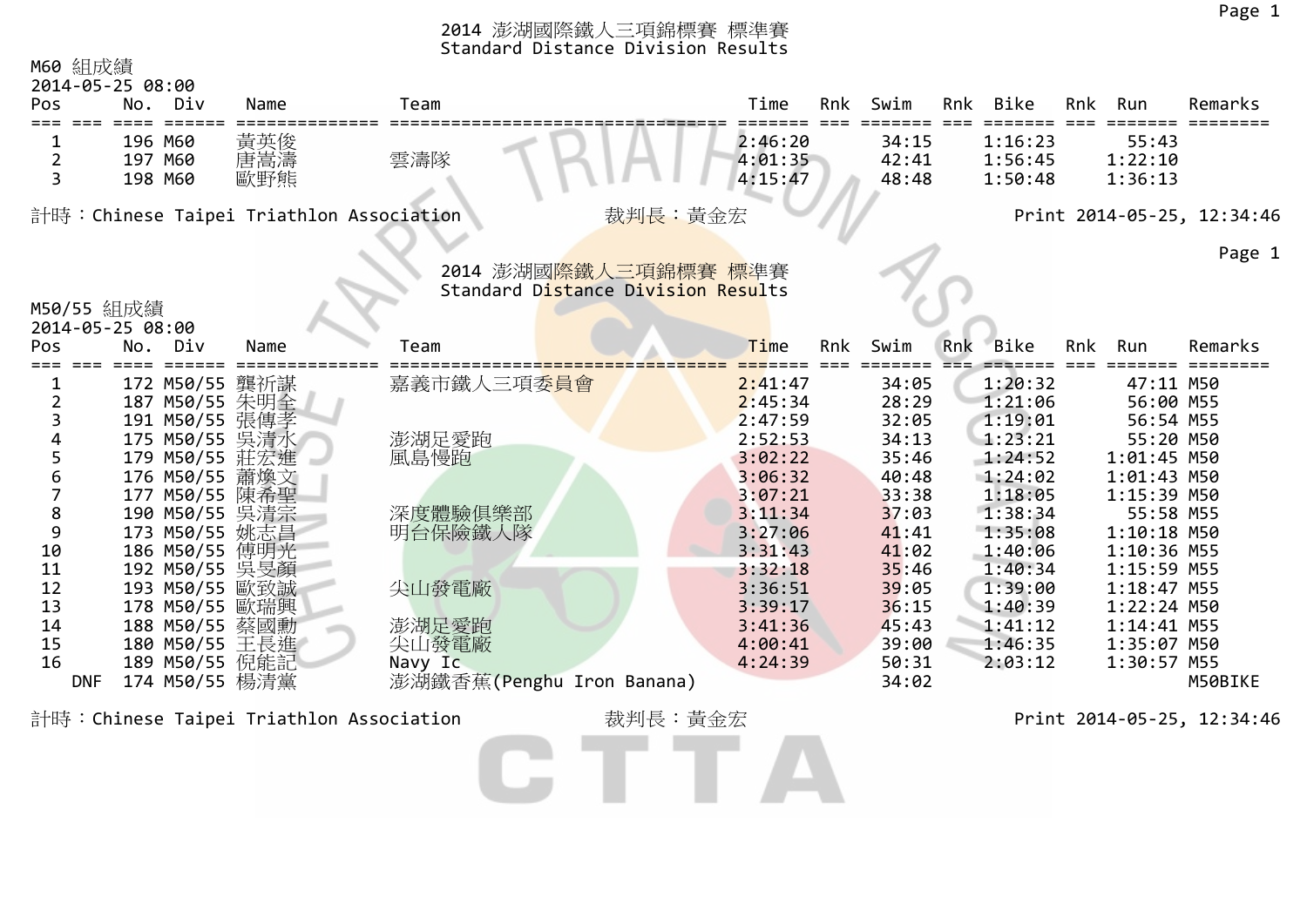# 2014 澎湖國際鐵人三項錦標賽 標準賽
## Standard Distance Division Results

M60 組成績
2014-05-25 08:00

| Pos | No. | Div | Name | Team | Time | Rnk | Swim | Rnk | Bike | Rnk | Run | Remarks |
|---|---|---|---|---|---|---|---|---|---|---|---|---|
| 1 | 196 | M60 | 黃英俊 | | 2:46:20 | | 34:15 | | 1:16:23 | | 55:43 | |
| 2 | 197 | M60 | 唐嵩濤 | 雲濤隊 | 4:01:35 | | 42:41 | | 1:56:45 | | 1:22:10 | |
| 3 | 198 | M60 | 歐野熊 | | 4:15:47 | | 48:48 | | 1:50:48 | | 1:36:13 | |

計時：Chinese Taipei Triathlon Association　　裁判長：黃金宏　　Print 2014-05-25, 12:34:46

# 2014 澎湖國際鐵人三項錦標賽 標準賽
## Standard Distance Division Results

M50/55 組成績
2014-05-25 08:00

| Pos | No. | Div | Name | Team | Time | Rnk | Swim | Rnk | Bike | Rnk | Run | Remarks |
|---|---|---|---|---|---|---|---|---|---|---|---|---|
| 1 | 172 | M50/55 | 龔祈謀 | 嘉義市鐵人三項委員會 | 2:41:47 | | 34:05 | | 1:20:32 | | 47:11 | M50 |
| 2 | 187 | M50/55 | 朱明全 | | 2:45:34 | | 28:29 | | 1:21:06 | | 56:00 | M55 |
| 3 | 191 | M50/55 | 張傳孝 | | 2:47:59 | | 32:05 | | 1:19:01 | | 56:54 | M55 |
| 4 | 175 | M50/55 | 吳清水 | 澎湖足愛跑 | 2:52:53 | | 34:13 | | 1:23:21 | | 55:20 | M50 |
| 5 | 179 | M50/55 | 莊宏進 | 風島慢跑 | 3:02:22 | | 35:46 | | 1:24:52 | | 1:01:45 | M50 |
| 6 | 176 | M50/55 | 蕭煥文 | | 3:06:32 | | 40:48 | | 1:24:02 | | 1:01:43 | M50 |
| 7 | 177 | M50/55 | 陳希聖 | | 3:07:21 | | 33:38 | | 1:18:05 | | 1:15:39 | M50 |
| 8 | 190 | M50/55 | 吳清宗 | 深度體驗俱樂部 | 3:11:34 | | 37:03 | | 1:38:34 | | 55:58 | M55 |
| 9 | 173 | M50/55 | 姚志昌 | 明台保險鐵人隊 | 3:27:06 | | 41:41 | | 1:35:08 | | 1:10:18 | M50 |
| 10 | 186 | M50/55 | 傅明光 | | 3:31:43 | | 41:02 | | 1:40:06 | | 1:10:36 | M55 |
| 11 | 192 | M50/55 | 吳旻顏 | | 3:32:18 | | 35:46 | | 1:40:34 | | 1:15:59 | M55 |
| 12 | 193 | M50/55 | 歐致誠 | 尖山發電廠 | 3:36:51 | | 39:05 | | 1:39:00 | | 1:18:47 | M55 |
| 13 | 178 | M50/55 | 歐瑞興 | | 3:39:17 | | 36:15 | | 1:40:39 | | 1:22:24 | M50 |
| 14 | 188 | M50/55 | 蔡國勳 | 澎湖足愛跑 | 3:41:36 | | 45:43 | | 1:41:12 | | 1:14:41 | M55 |
| 15 | 180 | M50/55 | 王長進 | 尖山發電廠 | 4:00:41 | | 39:00 | | 1:46:35 | | 1:35:07 | M50 |
| 16 | 189 | M50/55 | 倪能記 | Navy Ic | 4:24:39 | | 50:31 | | 2:03:12 | | 1:30:57 | M55 |
| | DNF 174 | M50/55 | 楊清黨 | 澎湖鐵香蕉(Penghu Iron Banana) | | | 34:02 | | | | | M50BIKE |

計時：Chinese Taipei Triathlon Association　　裁判長：黃金宏　　Print 2014-05-25, 12:34:46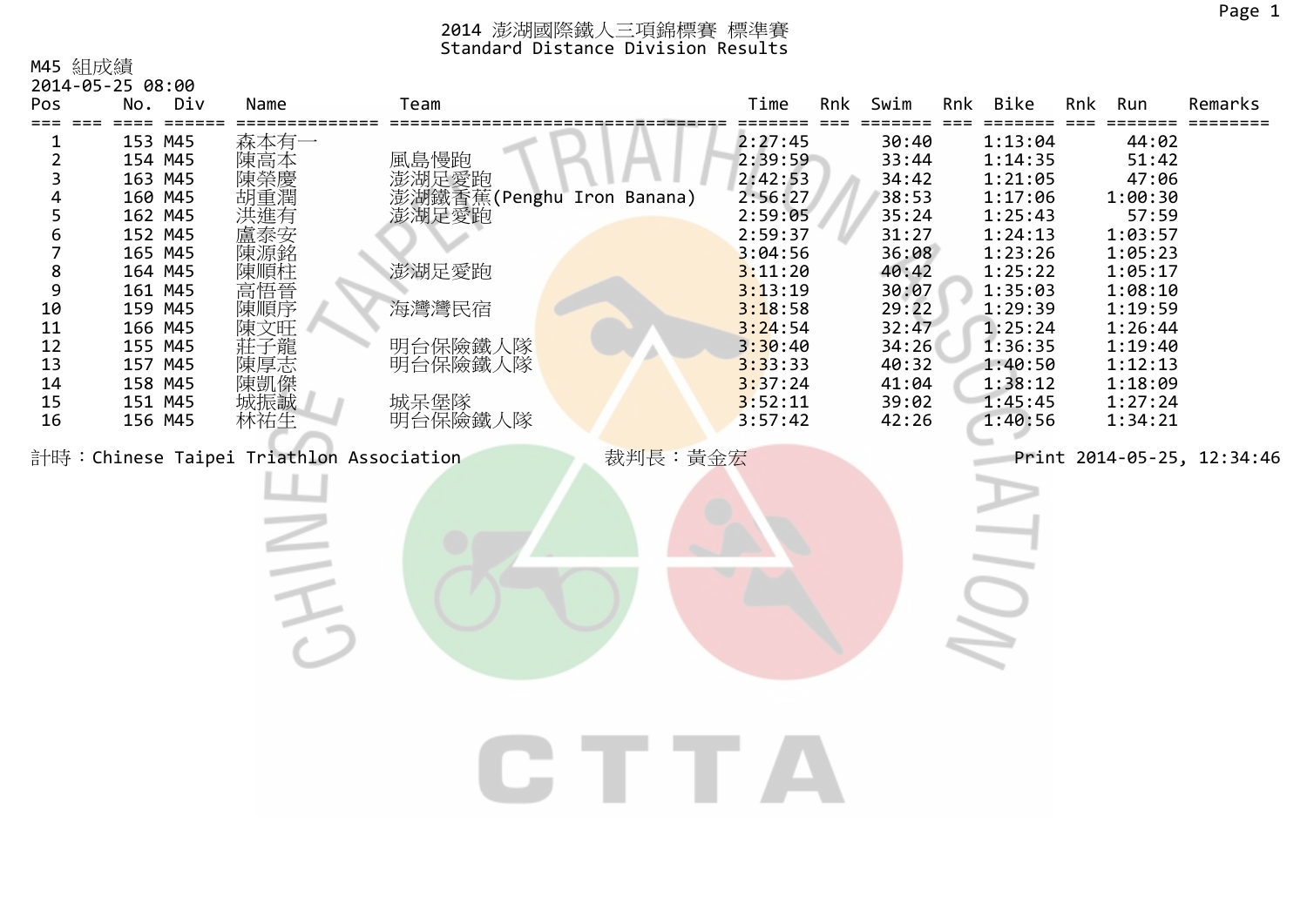# 2014 澎湖國際鐵人三項錦標賽 標準賽
## Standard Distance Division Results

M45 組成績
2014-05-25 08:00

| Pos | | No. | Div | Name | Team | Time | Rnk | Swim | Rnk | Bike | Rnk | Run | Remarks |
|---|---|---|---|---|---|---|---|---|---|---|---|---|---|
| 1 | | 153 | M45 | 森本有一 | | 2:27:45 | | 30:40 | | 1:13:04 | | 44:02 | |
| 2 | | 154 | M45 | 陳高本 | 風島慢跑 | 2:39:59 | | 33:44 | | 1:14:35 | | 51:42 | |
| 3 | | 163 | M45 | 陳榮慶 | 澎湖足愛跑 | 2:42:53 | | 34:42 | | 1:21:05 | | 47:06 | |
| 4 | | 160 | M45 | 胡重潤 | 澎湖鐵香蕉(Penghu Iron Banana) | 2:56:27 | | 38:53 | | 1:17:06 | | 1:00:30 | |
| 5 | | 162 | M45 | 洪進有 | 澎湖足愛跑 | 2:59:05 | | 35:24 | | 1:25:43 | | 57:59 | |
| 6 | | 152 | M45 | 盧泰安 | | 2:59:37 | | 31:27 | | 1:24:13 | | 1:03:57 | |
| 7 | | 165 | M45 | 陳源銘 | | 3:04:56 | | 36:08 | | 1:23:26 | | 1:05:23 | |
| 8 | | 164 | M45 | 陳順柱 | 澎湖足愛跑 | 3:11:20 | | 40:42 | | 1:25:22 | | 1:05:17 | |
| 9 | | 161 | M45 | 高悟晉 | | 3:13:19 | | 30:07 | | 1:35:03 | | 1:08:10 | |
| 10 | | 159 | M45 | 陳順序 | 海灣灣民宿 | 3:18:58 | | 29:22 | | 1:29:39 | | 1:19:59 | |
| 11 | | 166 | M45 | 陳文旺 | | 3:24:54 | | 32:47 | | 1:25:24 | | 1:26:44 | |
| 12 | | 155 | M45 | 莊子龍 | 明台保險鐵人隊 | 3:30:40 | | 34:26 | | 1:36:35 | | 1:19:40 | |
| 13 | | 157 | M45 | 陳厚志 | 明台保險鐵人隊 | 3:33:33 | | 40:32 | | 1:40:50 | | 1:12:13 | |
| 14 | | 158 | M45 | 陳凱傑 | | 3:37:24 | | 41:04 | | 1:38:12 | | 1:18:09 | |
| 15 | | 151 | M45 | 城振誠 | 城呆堡隊 | 3:52:11 | | 39:02 | | 1:45:45 | | 1:27:24 | |
| 16 | | 156 | M45 | 林祐生 | 明台保險鐵人隊 | 3:57:42 | | 42:26 | | 1:40:56 | | 1:34:21 | |

計時：Chinese Taipei Triathlon Association　　裁判長：黃金宏　　Print 2014-05-25, 12:34:46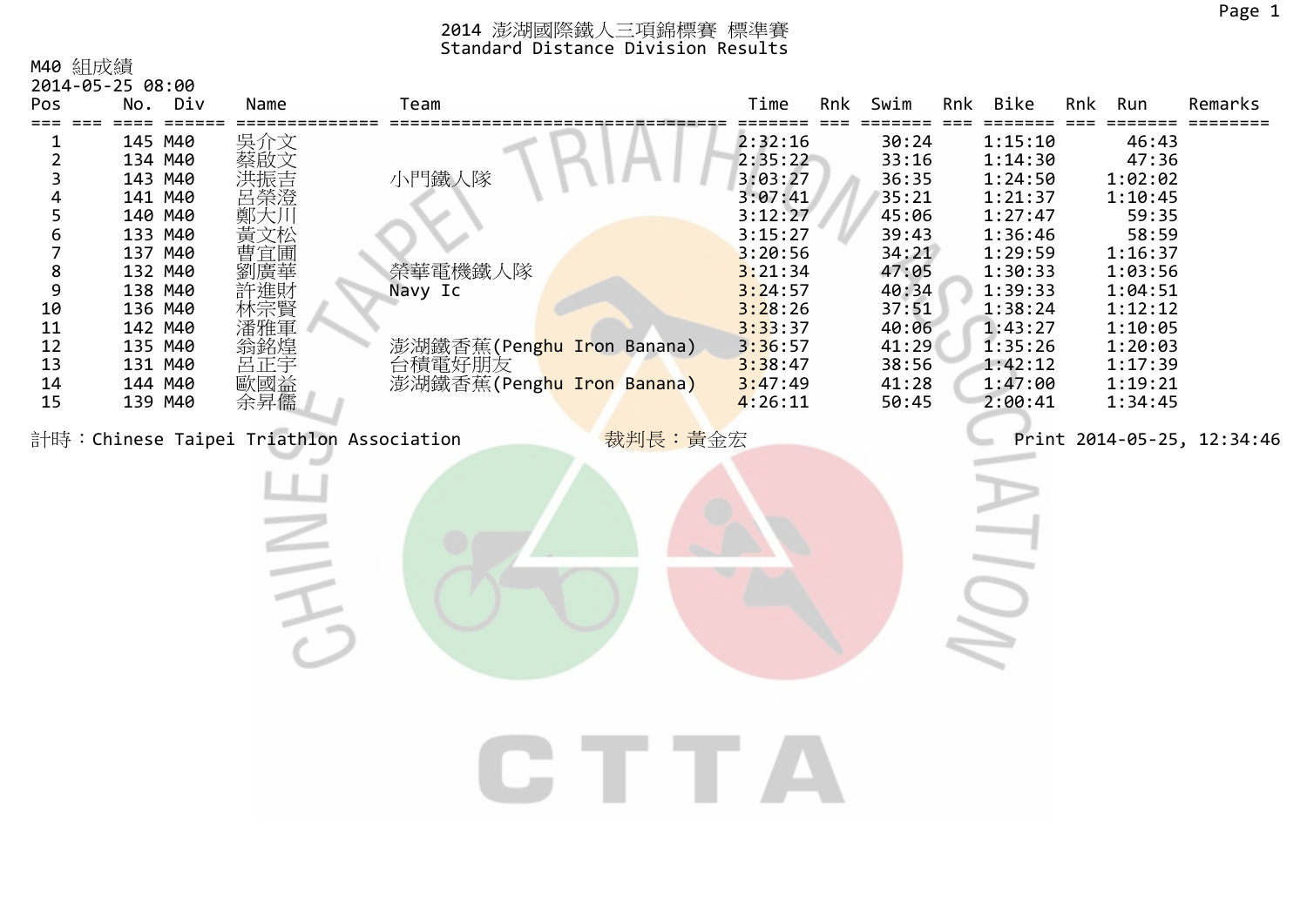# 2014 澎湖國際鐵人三項錦標賽 標準賽
## Standard Distance Division Results

M40 組成績
2014-05-25 08:00

| Pos | | No. | Div | Name | Team | Time | Rnk | Swim | Rnk | Bike | Rnk | Run | Remarks |
|---|---|---|---|---|---|---|---|---|---|---|---|---|---|
| 1 | | 145 | M40 | 吳介文 | | 2:32:16 | | 30:24 | | 1:15:10 | | 46:43 | |
| 2 | | 134 | M40 | 蔡啟文 | | 2:35:22 | | 33:16 | | 1:14:30 | | 47:36 | |
| 3 | | 143 | M40 | 洪振吉 | 小門鐵人隊 | 3:03:27 | | 36:35 | | 1:24:50 | | 1:02:02 | |
| 4 | | 141 | M40 | 呂榮澄 | | 3:07:41 | | 35:21 | | 1:21:37 | | 1:10:45 | |
| 5 | | 140 | M40 | 鄭大川 | | 3:12:27 | | 45:06 | | 1:27:47 | | 59:35 | |
| 6 | | 133 | M40 | 黃文松 | | 3:15:27 | | 39:43 | | 1:36:46 | | 58:59 | |
| 7 | | 137 | M40 | 曹宜圃 | | 3:20:56 | | 34:21 | | 1:29:59 | | 1:16:37 | |
| 8 | | 132 | M40 | 劉廣華 | 榮華電機鐵人隊 | 3:21:34 | | 47:05 | | 1:30:33 | | 1:03:56 | |
| 9 | | 138 | M40 | 許進財 | Navy Ic | 3:24:57 | | 40:34 | | 1:39:33 | | 1:04:51 | |
| 10 | | 136 | M40 | 林宗賢 | | 3:28:26 | | 37:51 | | 1:38:24 | | 1:12:12 | |
| 11 | | 142 | M40 | 潘雅軍 | | 3:33:37 | | 40:06 | | 1:43:27 | | 1:10:05 | |
| 12 | | 135 | M40 | 翁銘煌 | 澎湖鐵香蕉(Penghu Iron Banana) | 3:36:57 | | 41:29 | | 1:35:26 | | 1:20:03 | |
| 13 | | 131 | M40 | 呂正宇 | 台積電好朋友 | 3:38:47 | | 38:56 | | 1:42:12 | | 1:17:39 | |
| 14 | | 144 | M40 | 歐國益 | 澎湖鐵香蕉(Penghu Iron Banana) | 3:47:49 | | 41:28 | | 1:47:00 | | 1:19:21 | |
| 15 | | 139 | M40 | 余昇儒 | | 4:26:11 | | 50:45 | | 2:00:41 | | 1:34:45 | |

計時：Chinese Taipei Triathlon Association　　裁判長：黃金宏　　Print 2014-05-25, 12:34:46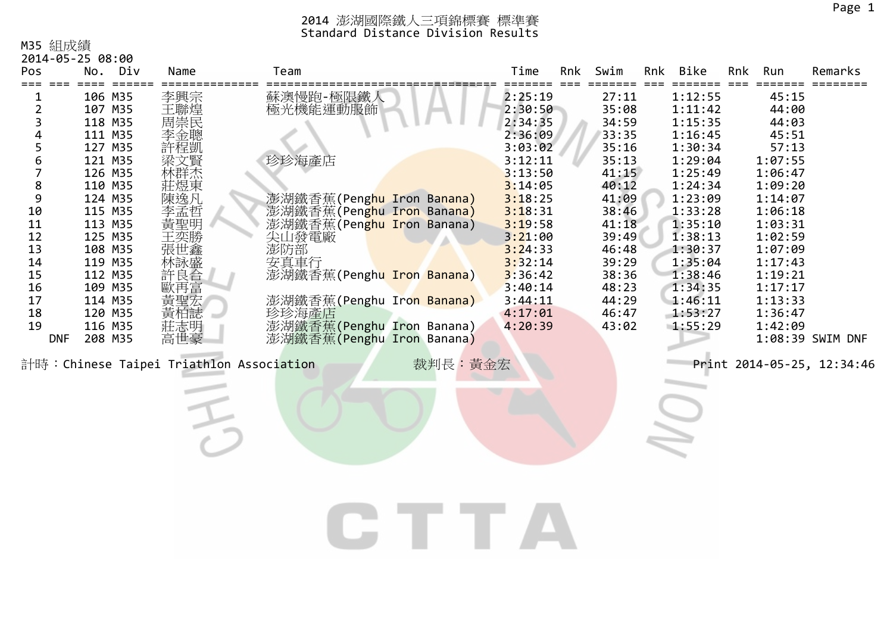# 2014 澎湖國際鐵人三項錦標賽 標準賽
## Standard Distance Division Results

M35 組成績

2014-05-25 08:00

| Pos | No. | Div | Name | Team | Time | Rnk | Swim | Rnk | Bike | Rnk | Run | Remarks |
|---|---|---|---|---|---|---|---|---|---|---|---|---|
| 1 | 106 | M35 | 李興宗 | 蘇澳慢跑-極限鐵人 | 2:25:19 | | 27:11 | | 1:12:55 | | 45:15 | |
| 2 | 107 | M35 | 王聯煌 | 極光機能運動服飾 | 2:30:50 | | 35:08 | | 1:11:42 | | 44:00 | |
| 3 | 118 | M35 | 周崇民 | | 2:34:35 | | 34:59 | | 1:15:35 | | 44:03 | |
| 4 | 111 | M35 | 李金聰 | | 2:36:09 | | 33:35 | | 1:16:45 | | 45:51 | |
| 5 | 127 | M35 | 許程凱 | | 3:03:02 | | 35:16 | | 1:30:34 | | 57:13 | |
| 6 | 121 | M35 | 梁文賢 | 珍珍海產店 | 3:12:11 | | 35:13 | | 1:29:04 | | 1:07:55 | |
| 7 | 126 | M35 | 林群杰 | | 3:13:50 | | 41:15 | | 1:25:49 | | 1:06:47 | |
| 8 | 110 | M35 | 莊煜東 | | 3:14:05 | | 40:12 | | 1:24:34 | | 1:09:20 | |
| 9 | 124 | M35 | 陳逸凡 | 澎湖鐵香蕉(Penghu Iron Banana) | 3:18:25 | | 41:09 | | 1:23:09 | | 1:14:07 | |
| 10 | 115 | M35 | 李孟哲 | 澎湖鐵香蕉(Penghu Iron Banana) | 3:18:31 | | 38:46 | | 1:33:28 | | 1:06:18 | |
| 11 | 113 | M35 | 黃聖明 | 澎湖鐵香蕉(Penghu Iron Banana) | 3:19:58 | | 41:18 | | 1:35:10 | | 1:03:31 | |
| 12 | 125 | M35 | 王栥勝 | 尖山發電廠 | 3:21:00 | | 39:49 | | 1:38:13 | | 1:02:59 | |
| 13 | 108 | M35 | 張世鑫 | 澎防部 | 3:24:33 | | 46:48 | | 1:30:37 | | 1:07:09 | |
| 14 | 119 | M35 | 林詠盛 | 安真車行 | 3:32:14 | | 39:29 | | 1:35:04 | | 1:17:43 | |
| 15 | 112 | M35 | 許良合 | 澎湖鐵香蕉(Penghu Iron Banana) | 3:36:42 | | 38:36 | | 1:38:46 | | 1:19:21 | |
| 16 | 109 | M35 | 歐再富 | | 3:40:14 | | 48:23 | | 1:34:35 | | 1:17:17 | |
| 17 | 114 | M35 | 黃聖宏 | 澎湖鐵香蕉(Penghu Iron Banana) | 3:44:11 | | 44:29 | | 1:46:11 | | 1:13:33 | |
| 18 | 120 | M35 | 黃柏誌 | 珍珍海產店 | 4:17:01 | | 46:47 | | 1:53:27 | | 1:36:47 | |
| 19 | 116 | M35 | 莊志明 | 澎湖鐵香蕉(Penghu Iron Banana) | 4:20:39 | | 43:02 | | 1:55:29 | | 1:42:09 | |
| DNF | 208 | M35 | 高世豪 | 澎湖鐵香蕉(Penghu Iron Banana) | | | | | | | 1:08:39 | SWIM DNF |

計時：Chinese Taipei Triathlon Association　　裁判長：黃金宏　　Print 2014-05-25, 12:34:46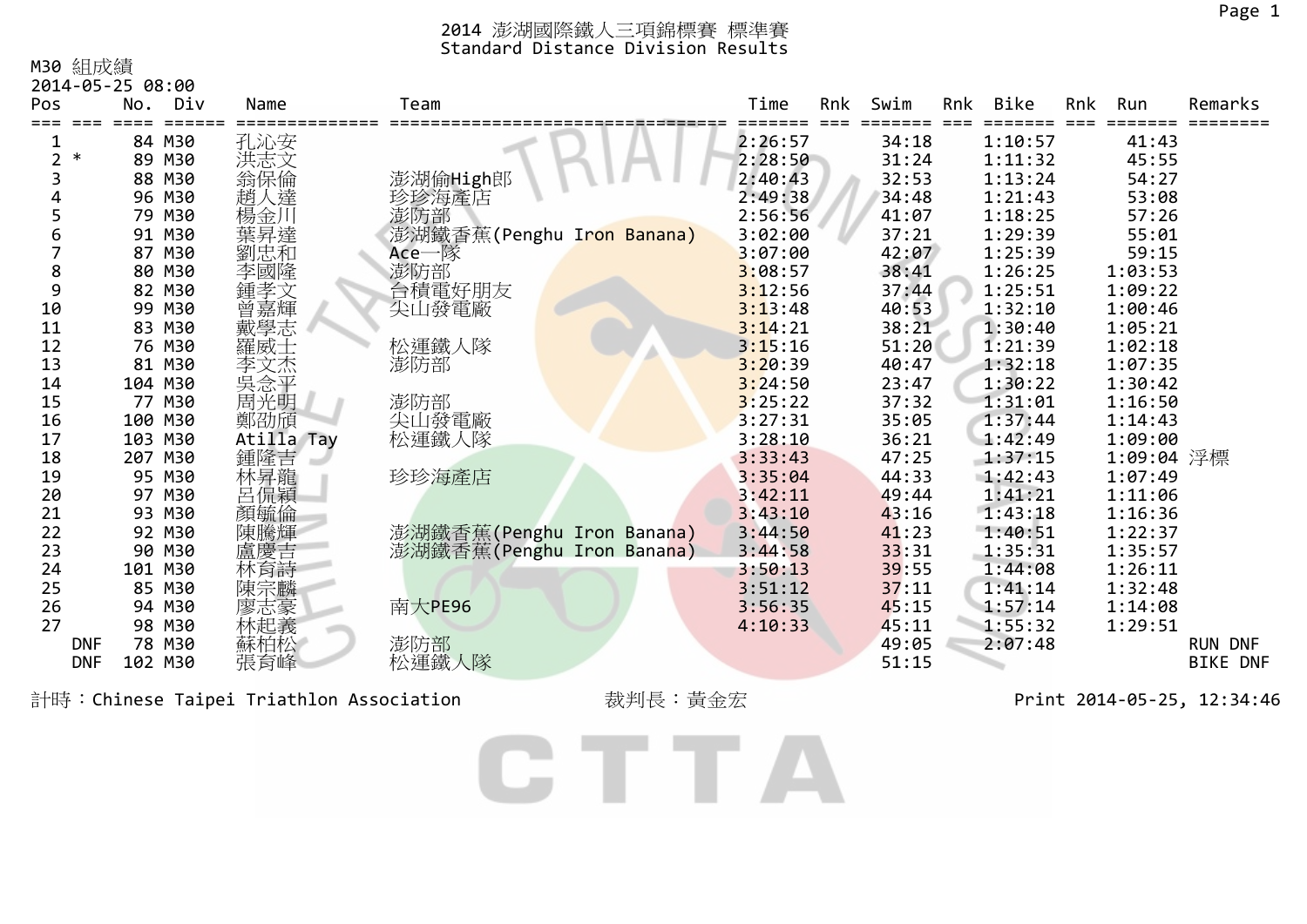# 2014 澎湖國際鐵人三項錦標賽 標準賽
## Standard Distance Division Results

M30 組成績
2014-05-25 08:00

| Pos | | No. | Div | Name | Team | Time | Rnk | Swim | Rnk | Bike | Rnk | Run | Remarks |
|---|---|---|---|---|---|---|---|---|---|---|---|---|---|
| 1 | | 84 | M30 | 孔沁安 | | 2:26:57 | | 34:18 | | 1:10:57 | | 41:43 | |
| 2 | * | 89 | M30 | 洪志文 | | 2:28:50 | | 31:24 | | 1:11:32 | | 45:55 | |
| 3 | | 88 | M30 | 翁保倫 | 澎湖偷High郎 | 2:40:43 | | 32:53 | | 1:13:24 | | 54:27 | |
| 4 | | 96 | M30 | 趙人達 | 珍珍海產店 | 2:49:38 | | 34:48 | | 1:21:43 | | 53:08 | |
| 5 | | 79 | M30 | 楊金川 | 澎防部 | 2:56:56 | | 41:07 | | 1:18:25 | | 57:26 | |
| 6 | | 91 | M30 | 葉昇達 | 澎湖鐵香蕉(Penghu Iron Banana) | 3:02:00 | | 37:21 | | 1:29:39 | | 55:01 | |
| 7 | | 87 | M30 | 劉忠和 | Ace一隊 | 3:07:00 | | 42:07 | | 1:25:39 | | 59:15 | |
| 8 | | 80 | M30 | 李國隆 | 澎防部 | 3:08:57 | | 38:41 | | 1:26:25 | | 1:03:53 | |
| 9 | | 82 | M30 | 鍾孝文 | 台積電好朋友 | 3:12:56 | | 37:44 | | 1:25:51 | | 1:09:22 | |
| 10 | | 99 | M30 | 曾嘉輝 | 尖山發電廠 | 3:13:48 | | 40:53 | | 1:32:10 | | 1:00:46 | |
| 11 | | 83 | M30 | 戴學志 | | 3:14:21 | | 38:21 | | 1:30:40 | | 1:05:21 | |
| 12 | | 76 | M30 | 羅威士 | 松運鐵人隊 | 3:15:16 | | 51:20 | | 1:21:39 | | 1:02:18 | |
| 13 | | 81 | M30 | 李文杰 | 澎防部 | 3:20:39 | | 40:47 | | 1:32:18 | | 1:07:35 | |
| 14 | | 104 | M30 | 吳念平 | | 3:24:50 | | 23:47 | | 1:30:22 | | 1:30:42 | |
| 15 | | 77 | M30 | 周光明 | 澎防部 | 3:25:22 | | 37:32 | | 1:31:01 | | 1:16:50 | |
| 16 | | 100 | M30 | 鄭劭頎 | 尖山發電廠 | 3:27:31 | | 35:05 | | 1:37:44 | | 1:14:43 | |
| 17 | | 103 | M30 | Atilla Tay | 松運鐵人隊 | 3:28:10 | | 36:21 | | 1:42:49 | | 1:09:00 | |
| 18 | | 207 | M30 | 鍾隆吉 | | 3:33:43 | | 47:25 | | 1:37:15 | | 1:09:04 | 浮標 |
| 19 | | 95 | M30 | 林昇龍 | 珍珍海產店 | 3:35:04 | | 44:33 | | 1:42:43 | | 1:07:49 | |
| 20 | | 97 | M30 | 呂侃穎 | | 3:42:11 | | 49:44 | | 1:41:21 | | 1:11:06 | |
| 21 | | 93 | M30 | 顏毓倫 | | 3:43:10 | | 43:16 | | 1:43:18 | | 1:16:36 | |
| 22 | | 92 | M30 | 陳騰輝 | 澎湖鐵香蕉(Penghu Iron Banana) | 3:44:50 | | 41:23 | | 1:40:51 | | 1:22:37 | |
| 23 | | 90 | M30 | 盧慶吉 | 澎湖鐵香蕉(Penghu Iron Banana) | 3:44:58 | | 33:31 | | 1:35:31 | | 1:35:57 | |
| 24 | | 101 | M30 | 林育詩 | | 3:50:13 | | 39:55 | | 1:44:08 | | 1:26:11 | |
| 25 | | 85 | M30 | 陳宗麟 | | 3:51:12 | | 37:11 | | 1:41:14 | | 1:32:48 | |
| 26 | | 94 | M30 | 廖志豪 | 南大PE96 | 3:56:35 | | 45:15 | | 1:57:14 | | 1:14:08 | |
| 27 | | 98 | M30 | 林起義 | | 4:10:33 | | 45:11 | | 1:55:32 | | 1:29:51 | |
| | DNF | 78 | M30 | 蘇柏松 | 澎防部 | | | 49:05 | | 2:07:48 | | | RUN DNF |
| | DNF | 102 | M30 | 張育峰 | 松運鐵人隊 | | | 51:15 | | | | | BIKE DNF |

計時：Chinese Taipei Triathlon Association　　裁判長：黃金宏　　Print 2014-05-25, 12:34:46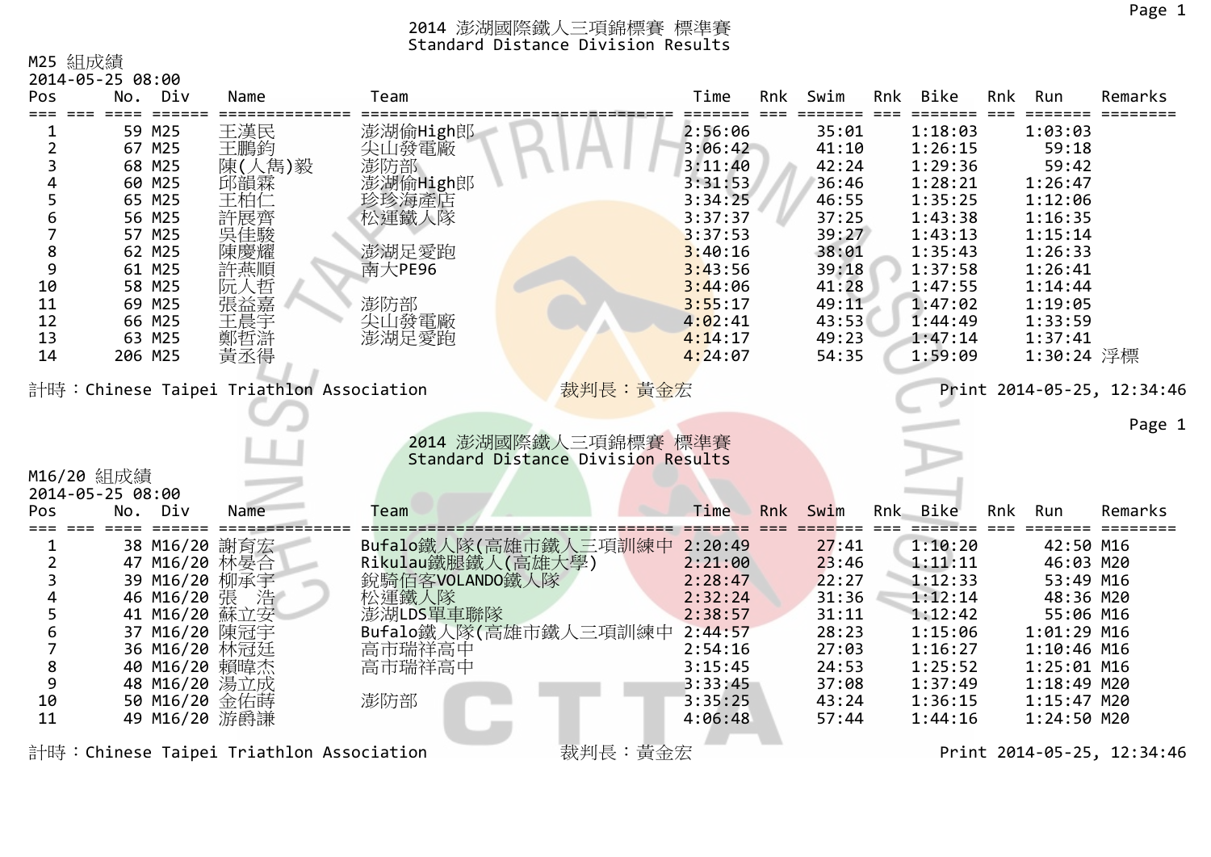# 2014 澎湖國際鐵人三項錦標賽 標準賽
## Standard Distance Division Results

M25 組成績
2014-05-25 08:00

| Pos | No. | Div | Name | Team | Time | Rnk | Swim | Rnk | Bike | Rnk | Run | Remarks |
|---|---|---|---|---|---|---|---|---|---|---|---|---|
| 1 | 59 | M25 | 王漢民 | 澎湖偷High郎 | 2:56:06 | | 35:01 | | 1:18:03 | | 1:03:03 | |
| 2 | 67 | M25 | 王鵬鈞 | 尖山發電廠 | 3:06:42 | | 41:10 | | 1:26:15 | | 59:18 | |
| 3 | 68 | M25 | 陳(人雋)毅 | 澎防部 | 3:11:40 | | 42:24 | | 1:29:36 | | 59:42 | |
| 4 | 60 | M25 | 邱韻霖 | 澎湖偷High郎 | 3:31:53 | | 36:46 | | 1:28:21 | | 1:26:47 | |
| 5 | 65 | M25 | 王柏仁 | 珍珍海產店 | 3:34:25 | | 46:55 | | 1:35:25 | | 1:12:06 | |
| 6 | 56 | M25 | 許展齊 | 松運鐵人隊 | 3:37:37 | | 37:25 | | 1:43:38 | | 1:16:35 | |
| 7 | 57 | M25 | 吳佳駿 | | 3:37:53 | | 39:27 | | 1:43:13 | | 1:15:14 | |
| 8 | 62 | M25 | 陳慶耀 | 澎湖足愛跑 | 3:40:16 | | 38:01 | | 1:35:43 | | 1:26:33 | |
| 9 | 61 | M25 | 許燕順 | 南大PE96 | 3:43:56 | | 39:18 | | 1:37:58 | | 1:26:41 | |
| 10 | 58 | M25 | 阮人哲 | | 3:44:06 | | 41:28 | | 1:47:55 | | 1:14:44 | |
| 11 | 69 | M25 | 張益嘉 | 澎防部 | 3:55:17 | | 49:11 | | 1:47:02 | | 1:19:05 | |
| 12 | 66 | M25 | 王晨宇 | 尖山發電廠 | 4:02:41 | | 43:53 | | 1:44:49 | | 1:33:59 | |
| 13 | 63 | M25 | 鄭哲滸 | 澎湖足愛跑 | 4:14:17 | | 49:23 | | 1:47:14 | | 1:37:41 | |
| 14 | 206 | M25 | 黃丞得 | | 4:24:07 | | 54:35 | | 1:59:09 | | 1:30:24 | 浮標 |

計時：Chinese Taipei Triathlon Association　　裁判長：黃金宏　　Print 2014-05-25, 12:34:46

# 2014 澎湖國際鐵人三項錦標賽 標準賽
## Standard Distance Division Results

M16/20 組成績
2014-05-25 08:00

| Pos | No. | Div | Name | Team | Time | Rnk | Swim | Rnk | Bike | Rnk | Run | Remarks |
|---|---|---|---|---|---|---|---|---|---|---|---|---|
| 1 | 38 | M16/20 | 謝育宏 | Bufalo鐵人隊(高雄市鐵人三項訓練中 | 2:20:49 | | 27:41 | | 1:10:20 | | 42:50 | M16 |
| 2 | 47 | M16/20 | 林晏合 | Rikulau鐵腿鐵人(高雄大學) | 2:21:00 | | 23:46 | | 1:11:11 | | 46:03 | M20 |
| 3 | 39 | M16/20 | 柳承宇 | 銳騎佰客VOLANDO鐵人隊 | 2:28:47 | | 22:27 | | 1:12:33 | | 53:49 | M16 |
| 4 | 46 | M16/20 | 張　浩 | 松運鐵人隊 | 2:32:24 | | 31:36 | | 1:12:14 | | 48:36 | M20 |
| 5 | 41 | M16/20 | 蘇立安 | 澎湖LDS單車聯隊 | 2:38:57 | | 31:11 | | 1:12:42 | | 55:06 | M16 |
| 6 | 37 | M16/20 | 陳冠宇 | Bufalo鐵人隊(高雄市鐵人三項訓練中 | 2:44:57 | | 28:23 | | 1:15:06 | | 1:01:29 | M16 |
| 7 | 36 | M16/20 | 林冠廷 | 高市瑞祥高中 | 2:54:16 | | 27:03 | | 1:16:27 | | 1:10:46 | M16 |
| 8 | 40 | M16/20 | 賴暐杰 | 高市瑞祥高中 | 3:15:45 | | 24:53 | | 1:25:52 | | 1:25:01 | M16 |
| 9 | 48 | M16/20 | 湯立成 | | 3:33:45 | | 37:08 | | 1:37:49 | | 1:18:49 | M20 |
| 10 | 50 | M16/20 | 金佑蒔 | 澎防部 | 3:35:25 | | 43:24 | | 1:36:15 | | 1:15:47 | M20 |
| 11 | 49 | M16/20 | 游爵謙 | | 4:06:48 | | 57:44 | | 1:44:16 | | 1:24:50 | M20 |

計時：Chinese Taipei Triathlon Association　　裁判長：黃金宏　　Print 2014-05-25, 12:34:46